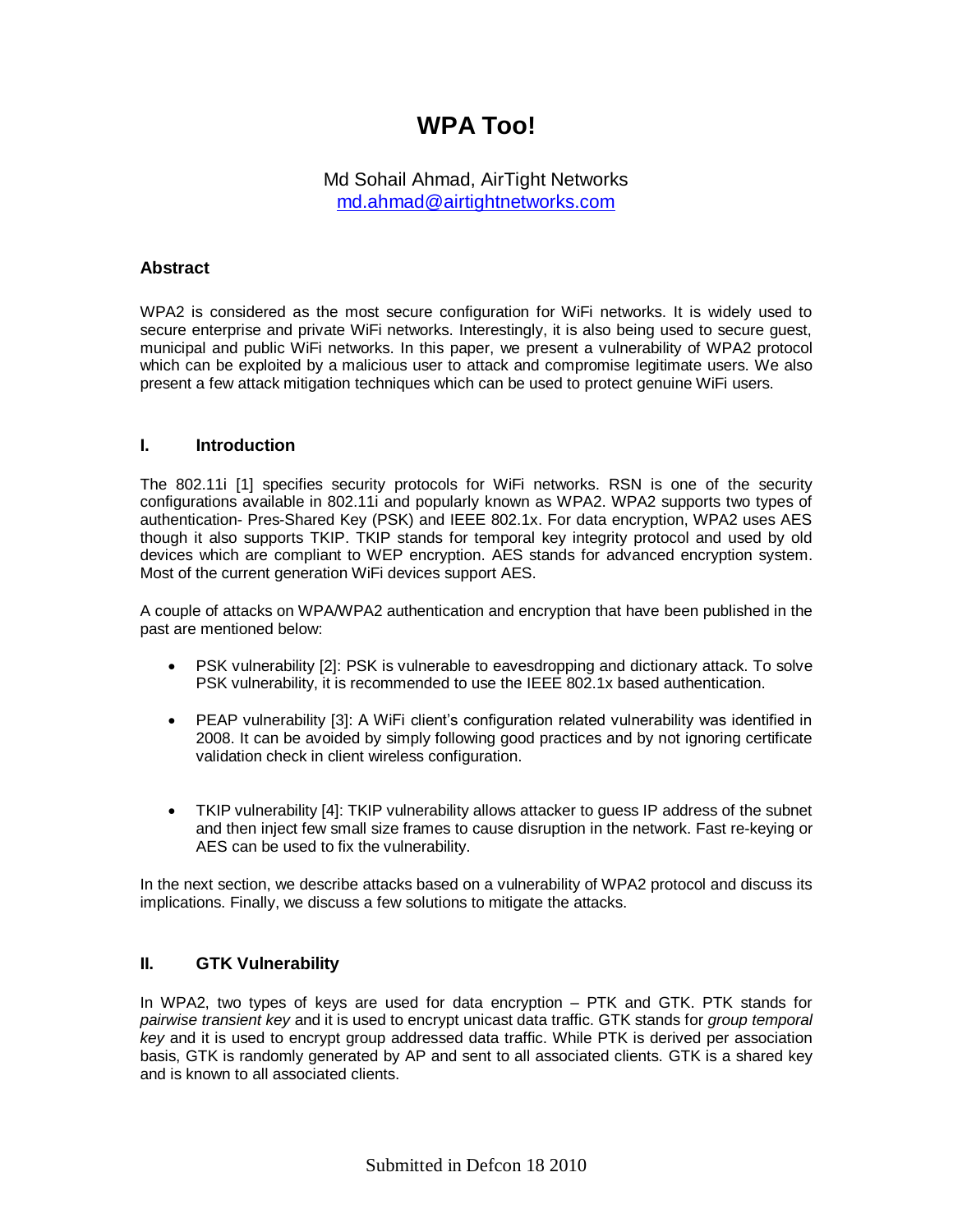# WPA Too!

Md Sohail Ahmad, AirTight Networks
md.ahmad@airtightnetworks.com

### Abstract

WPA2 is considered as the most secure configuration for WiFi networks. It is widely used to secure enterprise and private WiFi networks. Interestingly, it is also being used to secure guest, municipal and public WiFi networks. In this paper, we present a vulnerability of WPA2 protocol which can be exploited by a malicious user to attack and compromise legitimate users. We also present a few attack mitigation techniques which can be used to protect genuine WiFi users.

## I. Introduction

The 802.11i [1] specifies security protocols for WiFi networks. RSN is one of the security configurations available in 802.11i and popularly known as WPA2. WPA2 supports two types of authentication- Pres-Shared Key (PSK) and IEEE 802.1x. For data encryption, WPA2 uses AES though it also supports TKIP. TKIP stands for temporal key integrity protocol and used by old devices which are compliant to WEP encryption. AES stands for advanced encryption system. Most of the current generation WiFi devices support AES.

A couple of attacks on WPA/WPA2 authentication and encryption that have been published in the past are mentioned below:

- PSK vulnerability [2]: PSK is vulnerable to eavesdropping and dictionary attack. To solve PSK vulnerability, it is recommended to use the IEEE 802.1x based authentication.
- PEAP vulnerability [3]: A WiFi client's configuration related vulnerability was identified in 2008. It can be avoided by simply following good practices and by not ignoring certificate validation check in client wireless configuration.
- TKIP vulnerability [4]: TKIP vulnerability allows attacker to guess IP address of the subnet and then inject few small size frames to cause disruption in the network. Fast re-keying or AES can be used to fix the vulnerability.

In the next section, we describe attacks based on a vulnerability of WPA2 protocol and discuss its implications. Finally, we discuss a few solutions to mitigate the attacks.

## II. GTK Vulnerability

In WPA2, two types of keys are used for data encryption – PTK and GTK. PTK stands for *pairwise transient key* and it is used to encrypt unicast data traffic. GTK stands for *group temporal key* and it is used to encrypt group addressed data traffic. While PTK is derived per association basis, GTK is randomly generated by AP and sent to all associated clients. GTK is a shared key and is known to all associated clients.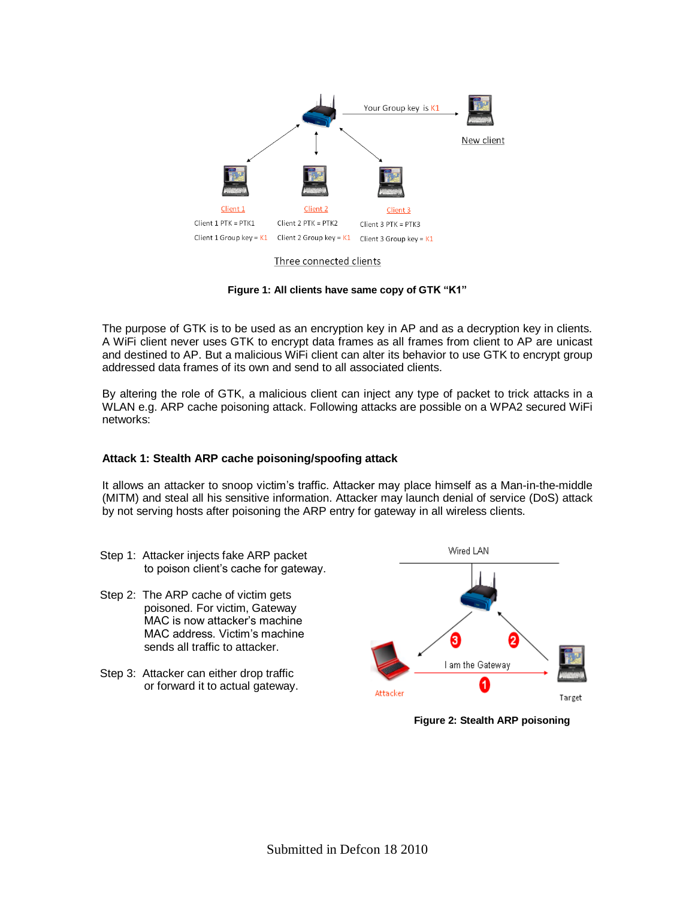Figure 1: All clients have same copy of GTK "K1"

The purpose of GTK is to be used as an encryption key in AP and as a decryption key in clients. A WiFi client never uses GTK to encrypt data frames as all frames from client to AP are unicast and destined to AP. But a malicious WiFi client can alter its behavior to use GTK to encrypt group addressed data frames of its own and send to all associated clients.

By altering the role of GTK, a malicious client can inject any type of packet to trick attacks in a WLAN e.g. ARP cache poisoning attack. Following attacks are possible on a WPA2 secured WiFi networks:

### Attack 1: Stealth ARP cache poisoning/spoofing attack

It allows an attacker to snoop victim's traffic. Attacker may place himself as a Man-in-the-middle (MITM) and steal all his sensitive information. Attacker may launch denial of service (DoS) attack by not serving hosts after poisoning the ARP entry for gateway in all wireless clients.

Step 1: Attacker injects fake ARP packet to poison client's cache for gateway.

Step 2: The ARP cache of victim gets poisoned. For victim, Gateway MAC is now attacker's machine MAC address. Victim's machine sends all traffic to attacker.

Step 3: Attacker can either drop traffic or forward it to actual gateway.

Figure 2: Stealth ARP poisoning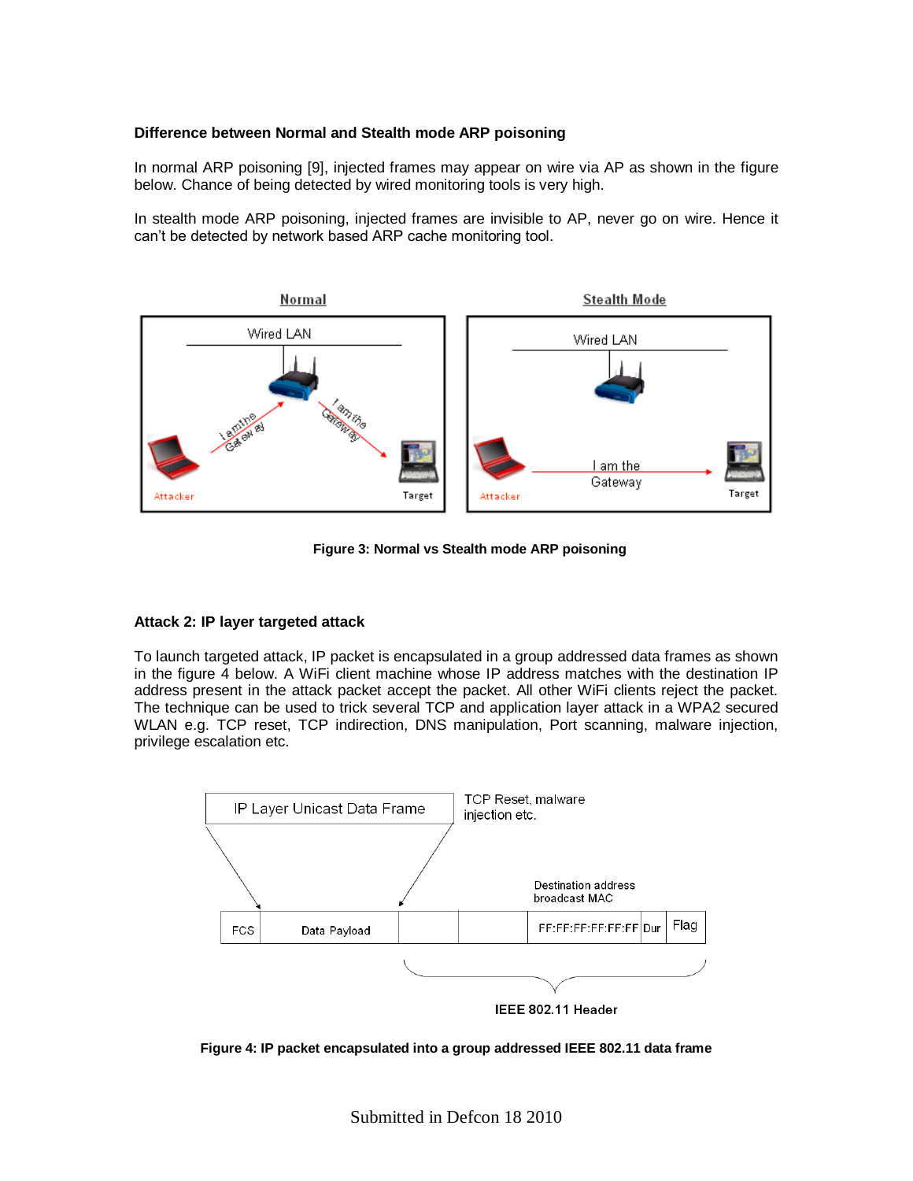**Difference between Normal and Stealth mode ARP poisoning**

In normal ARP poisoning [9], injected frames may appear on wire via AP as shown in the figure below. Chance of being detected by wired monitoring tools is very high.

In stealth mode ARP poisoning, injected frames are invisible to AP, never go on wire. Hence it can't be detected by network based ARP cache monitoring tool.

**Figure 3: Normal vs Stealth mode ARP poisoning**

**Attack 2: IP layer targeted attack**

To launch targeted attack, IP packet is encapsulated in a group addressed data frames as shown in the figure 4 below. A WiFi client machine whose IP address matches with the destination IP address present in the attack packet accept the packet. All other WiFi clients reject the packet. The technique can be used to trick several TCP and application layer attack in a WPA2 secured WLAN e.g. TCP reset, TCP indirection, DNS manipulation, Port scanning, malware injection, privilege escalation etc.

**Figure 4: IP packet encapsulated into a group addressed IEEE 802.11 data frame**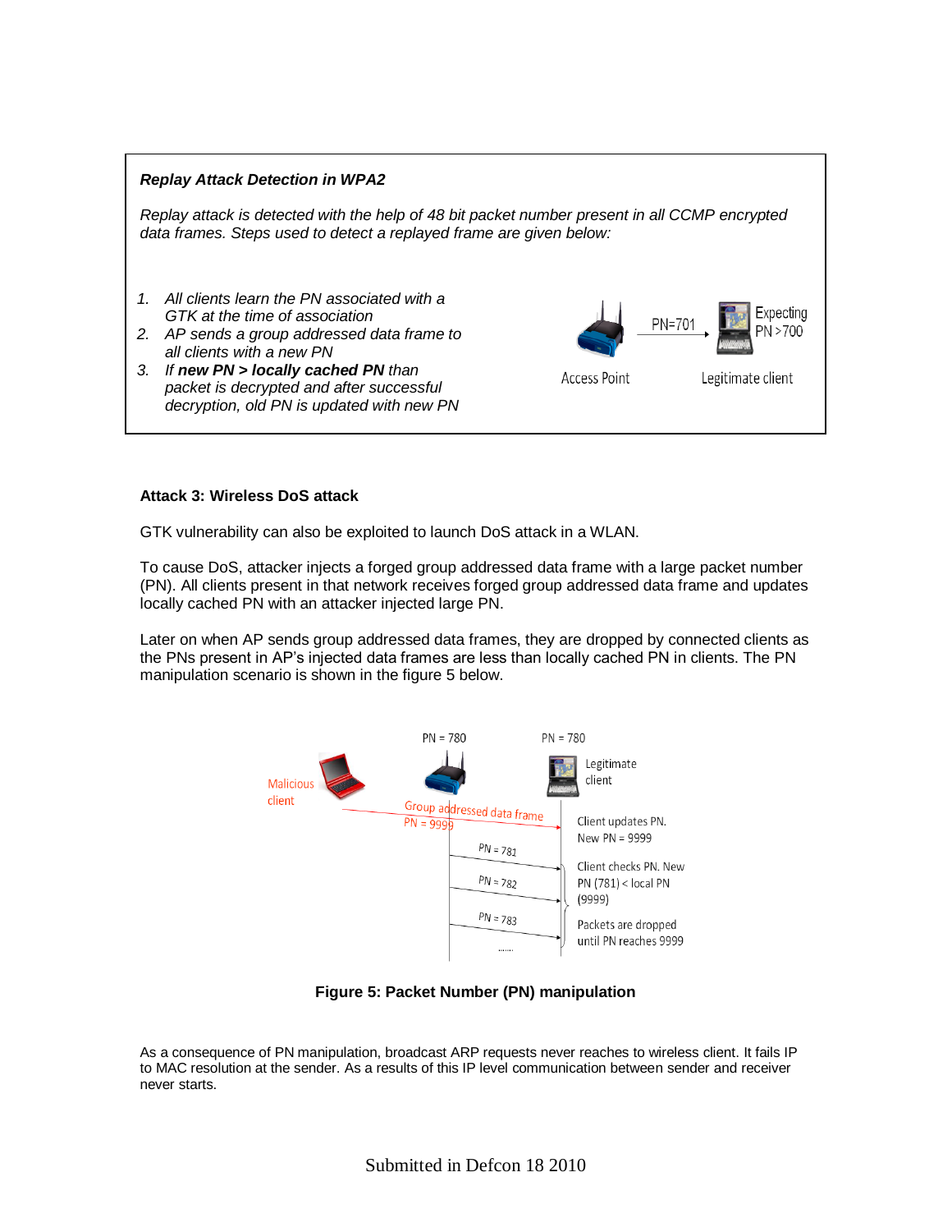***Replay Attack Detection in WPA2***

*Replay attack is detected with the help of 48 bit packet number present in all CCMP encrypted data frames. Steps used to detect a replayed frame are given below:*

1. *All clients learn the PN associated with a GTK at the time of association*
2. *AP sends a group addressed data frame to all clients with a new PN*
3. *If **new PN > locally cached PN** than packet is decrypted and after successful decryption, old PN is updated with new PN*

**Attack 3: Wireless DoS attack**

GTK vulnerability can also be exploited to launch DoS attack in a WLAN.

To cause DoS, attacker injects a forged group addressed data frame with a large packet number (PN). All clients present in that network receives forged group addressed data frame and updates locally cached PN with an attacker injected large PN.

Later on when AP sends group addressed data frames, they are dropped by connected clients as the PNs present in AP's injected data frames are less than locally cached PN in clients. The PN manipulation scenario is shown in the figure 5 below.

**Figure 5: Packet Number (PN) manipulation**

As a consequence of PN manipulation, broadcast ARP requests never reaches to wireless client. It fails IP to MAC resolution at the sender. As a results of this IP level communication between sender and receiver never starts.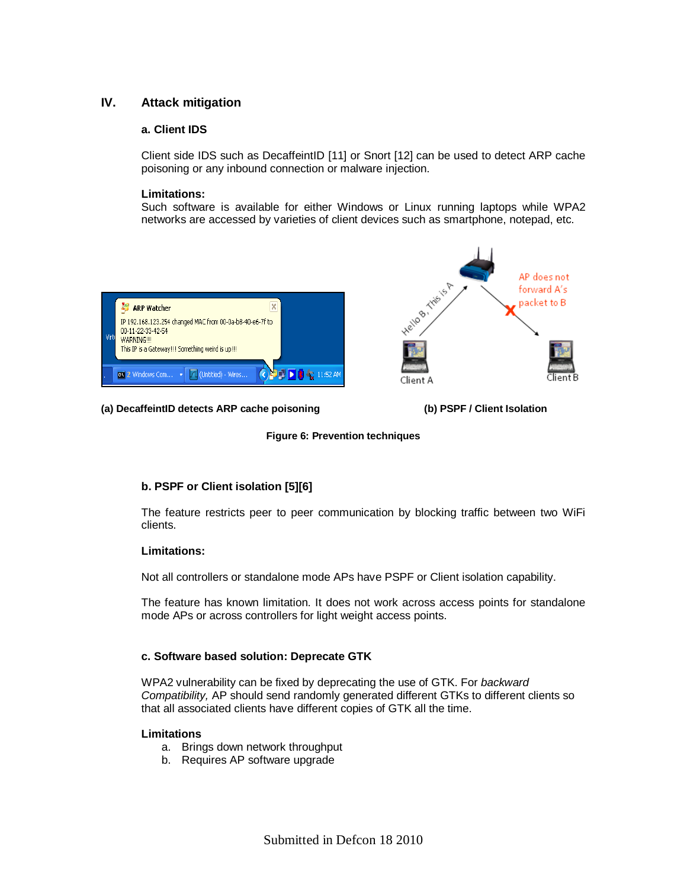## IV. Attack mitigation

### a. Client IDS

Client side IDS such as DecaffeintID [11] or Snort [12] can be used to detect ARP cache poisoning or any inbound connection or malware injection.

**Limitations:**
Such software is available for either Windows or Linux running laptops while WPA2 networks are accessed by varieties of client devices such as smartphone, notepad, etc.

**(a) DecaffeintID detects ARP cache poisoning**

**(b) PSPF / Client Isolation**

**Figure 6: Prevention techniques**

### b. PSPF or Client isolation [5][6]

The feature restricts peer to peer communication by blocking traffic between two WiFi clients.

**Limitations:**

Not all controllers or standalone mode APs have PSPF or Client isolation capability.

The feature has known limitation. It does not work across access points for standalone mode APs or across controllers for light weight access points.

### c. Software based solution: Deprecate GTK

WPA2 vulnerability can be fixed by deprecating the use of GTK. For *backward Compatibility,* AP should send randomly generated different GTKs to different clients so that all associated clients have different copies of GTK all the time.

**Limitations**

a. Brings down network throughput
b. Requires AP software upgrade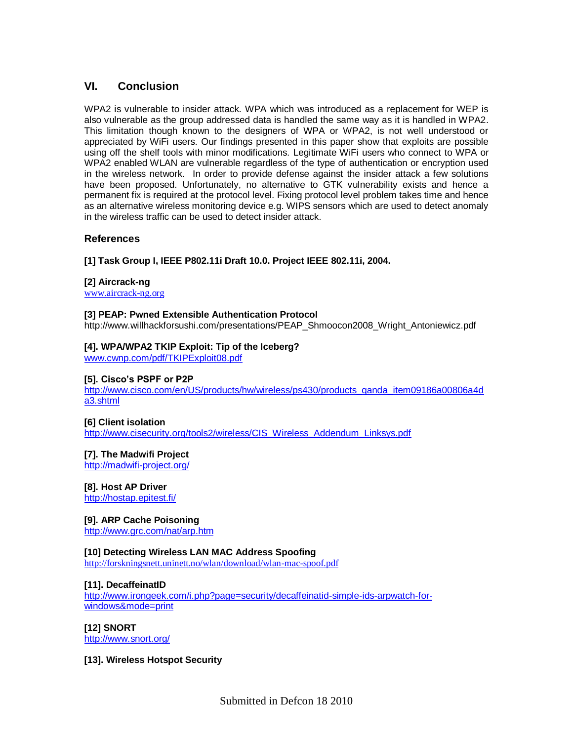## VI. Conclusion

WPA2 is vulnerable to insider attack. WPA which was introduced as a replacement for WEP is also vulnerable as the group addressed data is handled the same way as it is handled in WPA2. This limitation though known to the designers of WPA or WPA2, is not well understood or appreciated by WiFi users. Our findings presented in this paper show that exploits are possible using off the shelf tools with minor modifications. Legitimate WiFi users who connect to WPA or WPA2 enabled WLAN are vulnerable regardless of the type of authentication or encryption used in the wireless network. In order to provide defense against the insider attack a few solutions have been proposed. Unfortunately, no alternative to GTK vulnerability exists and hence a permanent fix is required at the protocol level. Fixing protocol level problem takes time and hence as an alternative wireless monitoring device e.g. WIPS sensors which are used to detect anomaly in the wireless traffic can be used to detect insider attack.

### References

**[1] Task Group I, IEEE P802.11i Draft 10.0. Project IEEE 802.11i, 2004.**

**[2] Aircrack-ng**
www.aircrack-ng.org

**[3] PEAP: Pwned Extensible Authentication Protocol**
http://www.willhackforsushi.com/presentations/PEAP_Shmoocon2008_Wright_Antoniewicz.pdf

**[4]. WPA/WPA2 TKIP Exploit: Tip of the Iceberg?**
www.cwnp.com/pdf/TKIPExploit08.pdf

**[5]. Cisco's PSPF or P2P**
http://www.cisco.com/en/US/products/hw/wireless/ps430/products_qanda_item09186a00806a4da3.shtml

**[6] Client isolation**
http://www.cisecurity.org/tools2/wireless/CIS_Wireless_Addendum_Linksys.pdf

**[7]. The Madwifi Project**
http://madwifi-project.org/

**[8]. Host AP Driver**
http://hostap.epitest.fi/

**[9]. ARP Cache Poisoning**
http://www.grc.com/nat/arp.htm

**[10] Detecting Wireless LAN MAC Address Spoofing**
http://forskningsnett.uninett.no/wlan/download/wlan-mac-spoof.pdf

**[11]. DecaffeinatID**
http://www.irongeek.com/i.php?page=security/decaffeinatid-simple-ids-arpwatch-for-windows&mode=print

**[12] SNORT**
http://www.snort.org/

**[13]. Wireless Hotspot Security**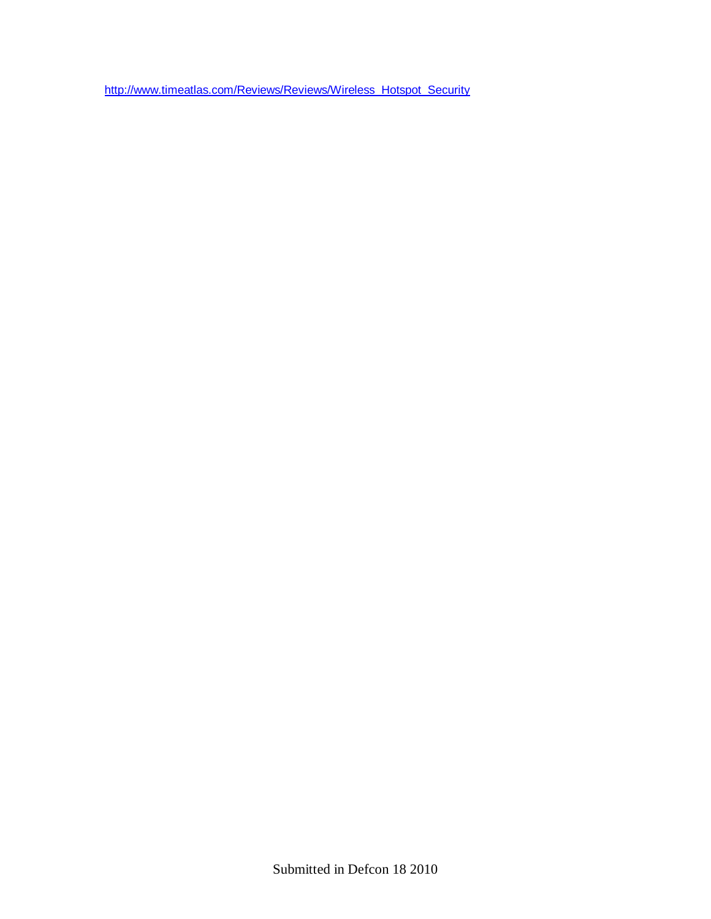http://www.timeatlas.com/Reviews/Reviews/Wireless_Hotspot_Security